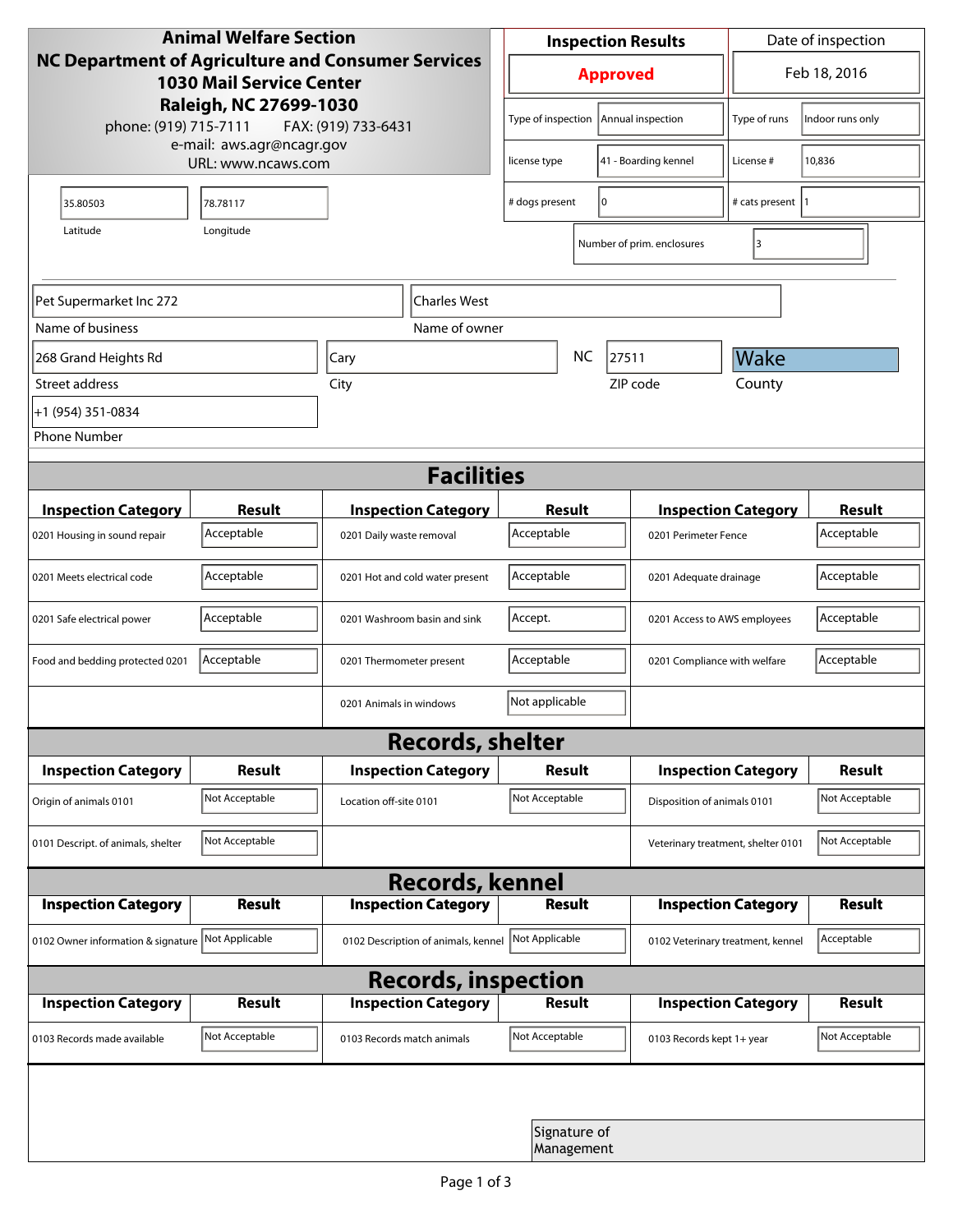**Animal Welfare Section**
**NC Department of Agriculture and Consumer Services**
**1030 Mail Service Center**
**Raleigh, NC 27699-1030**
phone: (919) 715-7111 FAX: (919) 733-6431
e-mail: aws.agr@ncagr.gov
URL: www.ncaws.com

| Inspection Results | Date of inspection |
| --- | --- |
| **Approved** | Feb 18, 2016 |

| | | | |
| --- | --- | --- | --- |
| Type of inspection | Annual inspection | Type of runs | Indoor runs only |
| license type | 41 - Boarding kennel | License # | 10,836 |
| # dogs present | 0 | # cats present | 1 |
| Number of prim. enclosures | 3 | | |

| Latitude | Longitude |
| --- | --- |
| 35.80503 | 78.78117 |

| Name of business | Name of owner |
| --- | --- |
| Pet Supermarket Inc 272 | Charles West |

| Street address | City | | ZIP code | County |
| --- | --- | --- | --- | --- |
| 268 Grand Heights Rd | Cary | NC | 27511 | Wake |

Phone Number: +1 (954) 351-0834

## Facilities

| Inspection Category | Result | Inspection Category | Result | Inspection Category | Result |
| --- | --- | --- | --- | --- | --- |
| 0201 Housing in sound repair | Acceptable | 0201 Daily waste removal | Acceptable | 0201 Perimeter Fence | Acceptable |
| 0201 Meets electrical code | Acceptable | 0201 Hot and cold water present | Acceptable | 0201 Adequate drainage | Acceptable |
| 0201 Safe electrical power | Acceptable | 0201 Washroom basin and sink | Accept. | 0201 Access to AWS employees | Acceptable |
| Food and bedding protected 0201 | Acceptable | 0201 Thermometer present | Acceptable | 0201 Compliance with welfare | Acceptable |
| | | 0201 Animals in windows | Not applicable | | |

## Records, shelter

| Inspection Category | Result | Inspection Category | Result | Inspection Category | Result |
| --- | --- | --- | --- | --- | --- |
| Origin of animals 0101 | Not Acceptable | Location off-site 0101 | Not Acceptable | Disposition of animals 0101 | Not Acceptable |
| 0101 Descript. of animals, shelter | Not Acceptable | | | Veterinary treatment, shelter 0101 | Not Acceptable |

## Records, kennel

| Inspection Category | Result | Inspection Category | Result | Inspection Category | Result |
| --- | --- | --- | --- | --- | --- |
| 0102 Owner information & signature | Not Applicable | 0102 Description of animals, kennel | Not Applicable | 0102 Veterinary treatment, kennel | Acceptable |

## Records, inspection

| Inspection Category | Result | Inspection Category | Result | Inspection Category | Result |
| --- | --- | --- | --- | --- | --- |
| 0103 Records made available | Not Acceptable | 0103 Records match animals | Not Acceptable | 0103 Records kept 1+ year | Not Acceptable |

Signature of Management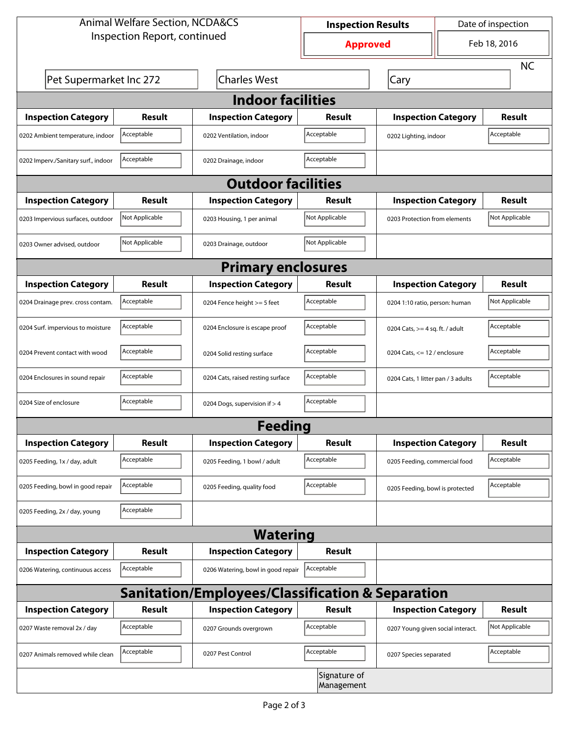Animal Welfare Section, NCDA&CS
Inspection Report, continued

| Inspection Results | Date of inspection |
|---|---|
| **Approved** | Feb 18, 2016 |

| Pet Supermarket Inc 272 | Charles West | Cary | NC |
|---|---|---|---|

## Indoor facilities

| Inspection Category | Result | Inspection Category | Result | Inspection Category | Result |
|---|---|---|---|---|---|
| 0202 Ambient temperature, indoor | Acceptable | 0202 Ventilation, indoor | Acceptable | 0202 Lighting, indoor | Acceptable |
| 0202 Imperv./Sanitary surf., indoor | Acceptable | 0202 Drainage, indoor | Acceptable | | |

## Outdoor facilities

| Inspection Category | Result | Inspection Category | Result | Inspection Category | Result |
|---|---|---|---|---|---|
| 0203 Impervious surfaces, outdoor | Not Applicable | 0203 Housing, 1 per animal | Not Applicable | 0203 Protection from elements | Not Applicable |
| 0203 Owner advised, outdoor | Not Applicable | 0203 Drainage, outdoor | Not Applicable | | |

## Primary enclosures

| Inspection Category | Result | Inspection Category | Result | Inspection Category | Result |
|---|---|---|---|---|---|
| 0204 Drainage prev. cross contam. | Acceptable | 0204 Fence height >= 5 feet | Acceptable | 0204 1:10 ratio, person: human | Not Applicable |
| 0204 Surf. impervious to moisture | Acceptable | 0204 Enclosure is escape proof | Acceptable | 0204 Cats, >= 4 sq. ft. / adult | Acceptable |
| 0204 Prevent contact with wood | Acceptable | 0204 Solid resting surface | Acceptable | 0204 Cats, <= 12 / enclosure | Acceptable |
| 0204 Enclosures in sound repair | Acceptable | 0204 Cats, raised resting surface | Acceptable | 0204 Cats, 1 litter pan / 3 adults | Acceptable |
| 0204 Size of enclosure | Acceptable | 0204 Dogs, supervision if > 4 | Acceptable | | |

## Feeding

| Inspection Category | Result | Inspection Category | Result | Inspection Category | Result |
|---|---|---|---|---|---|
| 0205 Feeding, 1x / day, adult | Acceptable | 0205 Feeding, 1 bowl / adult | Acceptable | 0205 Feeding, commercial food | Acceptable |
| 0205 Feeding, bowl in good repair | Acceptable | 0205 Feeding, quality food | Acceptable | 0205 Feeding, bowl is protected | Acceptable |
| 0205 Feeding, 2x / day, young | Acceptable | | | | |

## Watering

| Inspection Category | Result | Inspection Category | Result |
|---|---|---|---|
| 0206 Watering, continuous access | Acceptable | 0206 Watering, bowl in good repair | Acceptable |

## Sanitation/Employees/Classification & Separation

| Inspection Category | Result | Inspection Category | Result | Inspection Category | Result |
|---|---|---|---|---|---|
| 0207 Waste removal 2x / day | Acceptable | 0207 Grounds overgrown | Acceptable | 0207 Young given social interact. | Not Applicable |
| 0207 Animals removed while clean | Acceptable | 0207 Pest Control | Acceptable | 0207 Species separated | Acceptable |

Signature of Management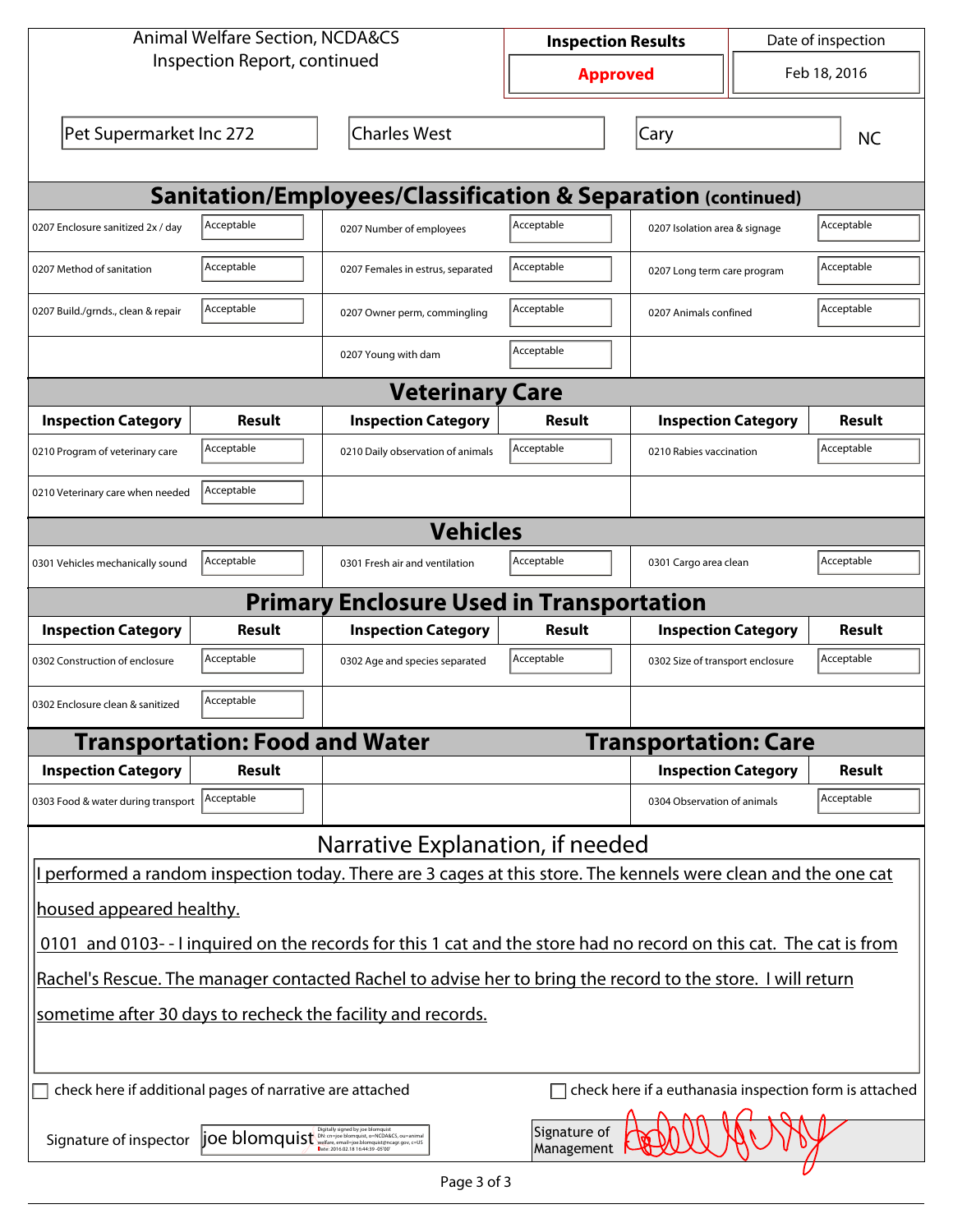Animal Welfare Section, NCDA&CS
Inspection Report, continued

| Inspection Results | Date of inspection |
|---|---|
| **Approved** | Feb 18, 2016 |

| | | | |
|---|---|---|---|
| Pet Supermarket Inc 272 | Charles West | Cary | NC |

## Sanitation/Employees/Classification & Separation (continued)

| | | | | | |
|---|---|---|---|---|---|
| 0207 Enclosure sanitized 2x / day | Acceptable | 0207 Number of employees | Acceptable | 0207 Isolation area & signage | Acceptable |
| 0207 Method of sanitation | Acceptable | 0207 Females in estrus, separated | Acceptable | 0207 Long term care program | Acceptable |
| 0207 Build./grnds., clean & repair | Acceptable | 0207 Owner perm, commingling | Acceptable | 0207 Animals confined | Acceptable |
| | | 0207 Young with dam | Acceptable | | |

## Veterinary Care

| Inspection Category | Result | Inspection Category | Result | Inspection Category | Result |
|---|---|---|---|---|---|
| 0210 Program of veterinary care | Acceptable | 0210 Daily observation of animals | Acceptable | 0210 Rabies vaccination | Acceptable |
| 0210 Veterinary care when needed | Acceptable | | | | |

## Vehicles

| | | | | | |
|---|---|---|---|---|---|
| 0301 Vehicles mechanically sound | Acceptable | 0301 Fresh air and ventilation | Acceptable | 0301 Cargo area clean | Acceptable |

## Primary Enclosure Used in Transportation

| Inspection Category | Result | Inspection Category | Result | Inspection Category | Result |
|---|---|---|---|---|---|
| 0302 Construction of enclosure | Acceptable | 0302 Age and species separated | Acceptable | 0302 Size of transport enclosure | Acceptable |
| 0302 Enclosure clean & sanitized | Acceptable | | | | |

## Transportation: Food and Water / Transportation: Care

| Inspection Category | Result | | Inspection Category | Result |
|---|---|---|---|---|
| 0303 Food & water during transport | Acceptable | | 0304 Observation of animals | Acceptable |

## Narrative Explanation, if needed

I performed a random inspection today. There are 3 cages at this store. The kennels were clean and the one cat housed appeared healthy.

0101 and 0103- - I inquired on the records for this 1 cat and the store had no record on this cat. The cat is from Rachel's Rescue. The manager contacted Rachel to advise her to bring the record to the store. I will return sometime after 30 days to recheck the facility and records.

☐ check here if additional pages of narrative are attached

☐ check here if a euthanasia inspection form is attached

Signature of inspector: joe blomquist (Digitally signed by joe blomquist DN: cn=joe blomquist, o=NCDA&CS, ou=animal welfare, email=joe.blomquist@ncagr.gov, c=US Date: 2016.02.18 16:44:39 -05'00')

Signature of Management: [signature]